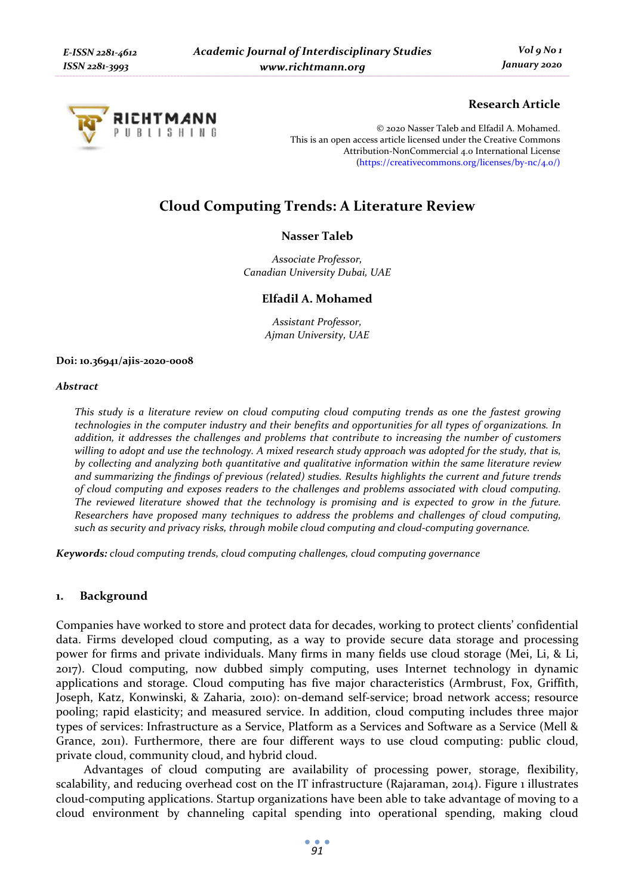**Research Article**

© 2020 Nasser Taleb and Elfadil A. Mohamed.
This is an open access article licensed under the Creative Commons Attribution-NonCommercial 4.0 International License (https://creativecommons.org/licenses/by-nc/4.0/)

# Cloud Computing Trends: A Literature Review

**Nasser Taleb**

*Associate Professor,*
*Canadian University Dubai, UAE*

**Elfadil A. Mohamed**

*Assistant Professor,*
*Ajman University, UAE*

**Doi: 10.36941/ajis-2020-0008**

***Abstract***

*This study is a literature review on cloud computing cloud computing trends as one the fastest growing technologies in the computer industry and their benefits and opportunities for all types of organizations. In addition, it addresses the challenges and problems that contribute to increasing the number of customers willing to adopt and use the technology. A mixed research study approach was adopted for the study, that is, by collecting and analyzing both quantitative and qualitative information within the same literature review and summarizing the findings of previous (related) studies. Results highlights the current and future trends of cloud computing and exposes readers to the challenges and problems associated with cloud computing. The reviewed literature showed that the technology is promising and is expected to grow in the future. Researchers have proposed many techniques to address the problems and challenges of cloud computing, such as security and privacy risks, through mobile cloud computing and cloud-computing governance.*

***Keywords:*** *cloud computing trends, cloud computing challenges, cloud computing governance*

## 1. Background

Companies have worked to store and protect data for decades, working to protect clients' confidential data. Firms developed cloud computing, as a way to provide secure data storage and processing power for firms and private individuals. Many firms in many fields use cloud storage (Mei, Li, & Li, 2017). Cloud computing, now dubbed simply computing, uses Internet technology in dynamic applications and storage. Cloud computing has five major characteristics (Armbrust, Fox, Griffith, Joseph, Katz, Konwinski, & Zaharia, 2010): on-demand self-service; broad network access; resource pooling; rapid elasticity; and measured service. In addition, cloud computing includes three major types of services: Infrastructure as a Service, Platform as a Services and Software as a Service (Mell & Grance, 2011). Furthermore, there are four different ways to use cloud computing: public cloud, private cloud, community cloud, and hybrid cloud.

Advantages of cloud computing are availability of processing power, storage, flexibility, scalability, and reducing overhead cost on the IT infrastructure (Rajaraman, 2014). Figure 1 illustrates cloud-computing applications. Startup organizations have been able to take advantage of moving to a cloud environment by channeling capital spending into operational spending, making cloud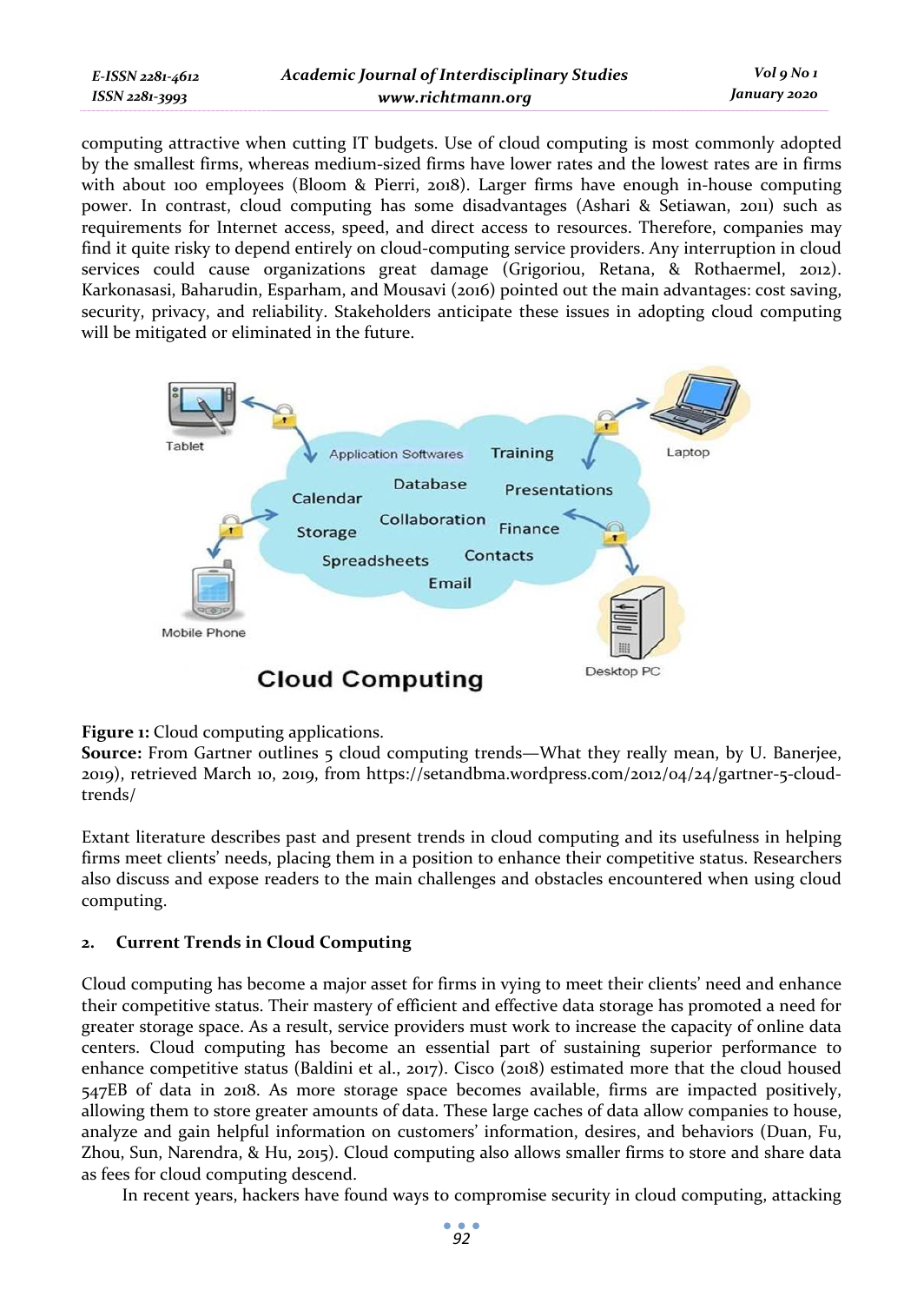computing attractive when cutting IT budgets. Use of cloud computing is most commonly adopted by the smallest firms, whereas medium-sized firms have lower rates and the lowest rates are in firms with about 100 employees (Bloom & Pierri, 2018). Larger firms have enough in-house computing power. In contrast, cloud computing has some disadvantages (Ashari & Setiawan, 2011) such as requirements for Internet access, speed, and direct access to resources. Therefore, companies may find it quite risky to depend entirely on cloud-computing service providers. Any interruption in cloud services could cause organizations great damage (Grigoriou, Retana, & Rothaermel, 2012). Karkonasasi, Baharudin, Esparham, and Mousavi (2016) pointed out the main advantages: cost saving, security, privacy, and reliability. Stakeholders anticipate these issues in adopting cloud computing will be mitigated or eliminated in the future.

**Figure 1:** Cloud computing applications.
**Source:** From Gartner outlines 5 cloud computing trends—What they really mean, by U. Banerjee, 2019), retrieved March 10, 2019, from https://setandbma.wordpress.com/2012/04/24/gartner-5-cloud-trends/

Extant literature describes past and present trends in cloud computing and its usefulness in helping firms meet clients' needs, placing them in a position to enhance their competitive status. Researchers also discuss and expose readers to the main challenges and obstacles encountered when using cloud computing.

## 2. Current Trends in Cloud Computing

Cloud computing has become a major asset for firms in vying to meet their clients' need and enhance their competitive status. Their mastery of efficient and effective data storage has promoted a need for greater storage space. As a result, service providers must work to increase the capacity of online data centers. Cloud computing has become an essential part of sustaining superior performance to enhance competitive status (Baldini et al., 2017). Cisco (2018) estimated more that the cloud housed 547EB of data in 2018. As more storage space becomes available, firms are impacted positively, allowing them to store greater amounts of data. These large caches of data allow companies to house, analyze and gain helpful information on customers' information, desires, and behaviors (Duan, Fu, Zhou, Sun, Narendra, & Hu, 2015). Cloud computing also allows smaller firms to store and share data as fees for cloud computing descend.

In recent years, hackers have found ways to compromise security in cloud computing, attacking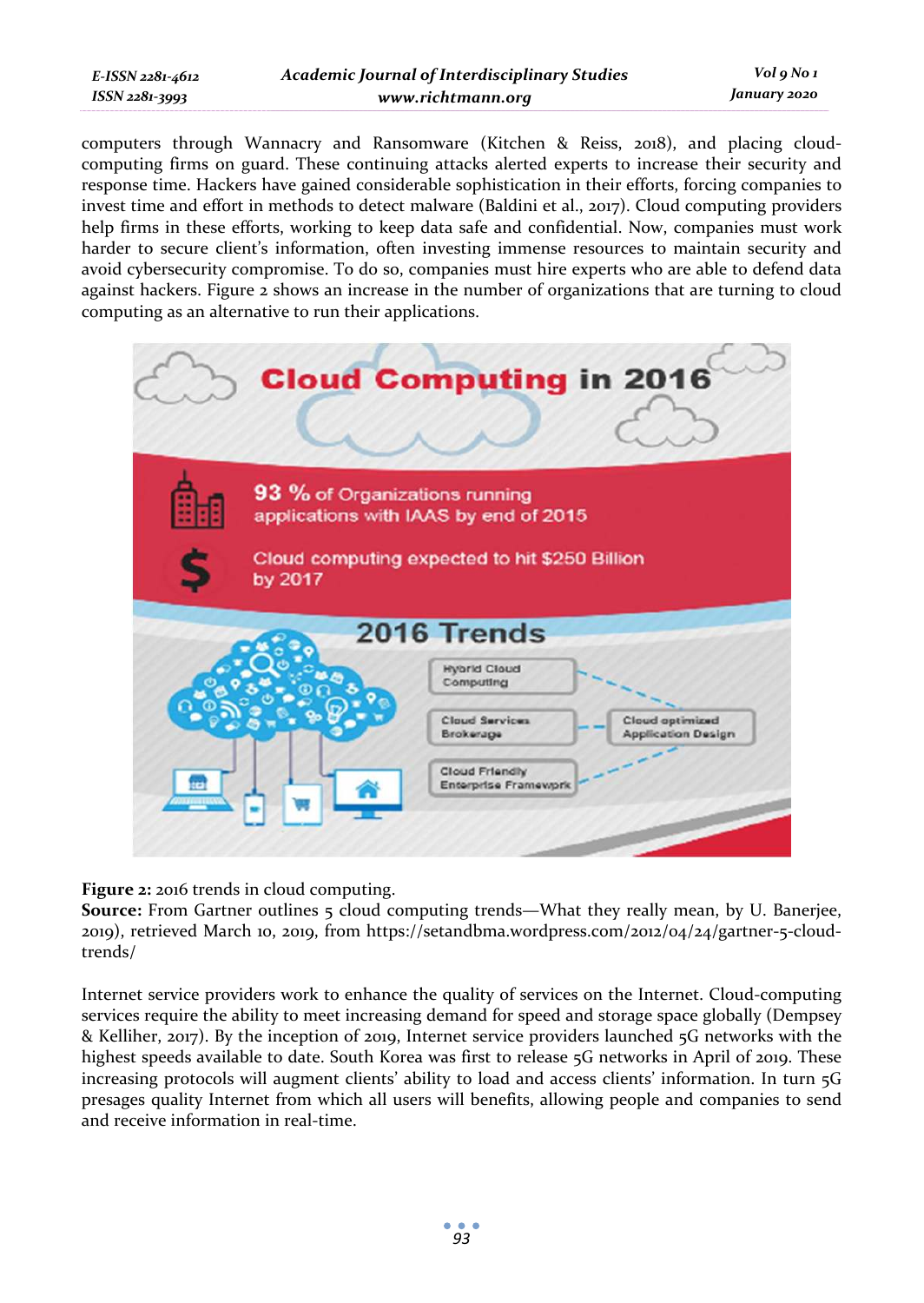computers through Wannacry and Ransomware (Kitchen & Reiss, 2018), and placing cloud-computing firms on guard. These continuing attacks alerted experts to increase their security and response time. Hackers have gained considerable sophistication in their efforts, forcing companies to invest time and effort in methods to detect malware (Baldini et al., 2017). Cloud computing providers help firms in these efforts, working to keep data safe and confidential. Now, companies must work harder to secure client's information, often investing immense resources to maintain security and avoid cybersecurity compromise. To do so, companies must hire experts who are able to defend data against hackers. Figure 2 shows an increase in the number of organizations that are turning to cloud computing as an alternative to run their applications.

**Figure 2:** 2016 trends in cloud computing.
**Source:** From Gartner outlines 5 cloud computing trends—What they really mean, by U. Banerjee, 2019), retrieved March 10, 2019, from https://setandbma.wordpress.com/2012/04/24/gartner-5-cloud-trends/

Internet service providers work to enhance the quality of services on the Internet. Cloud-computing services require the ability to meet increasing demand for speed and storage space globally (Dempsey & Kelliher, 2017). By the inception of 2019, Internet service providers launched 5G networks with the highest speeds available to date. South Korea was first to release 5G networks in April of 2019. These increasing protocols will augment clients' ability to load and access clients' information. In turn 5G presages quality Internet from which all users will benefits, allowing people and companies to send and receive information in real-time.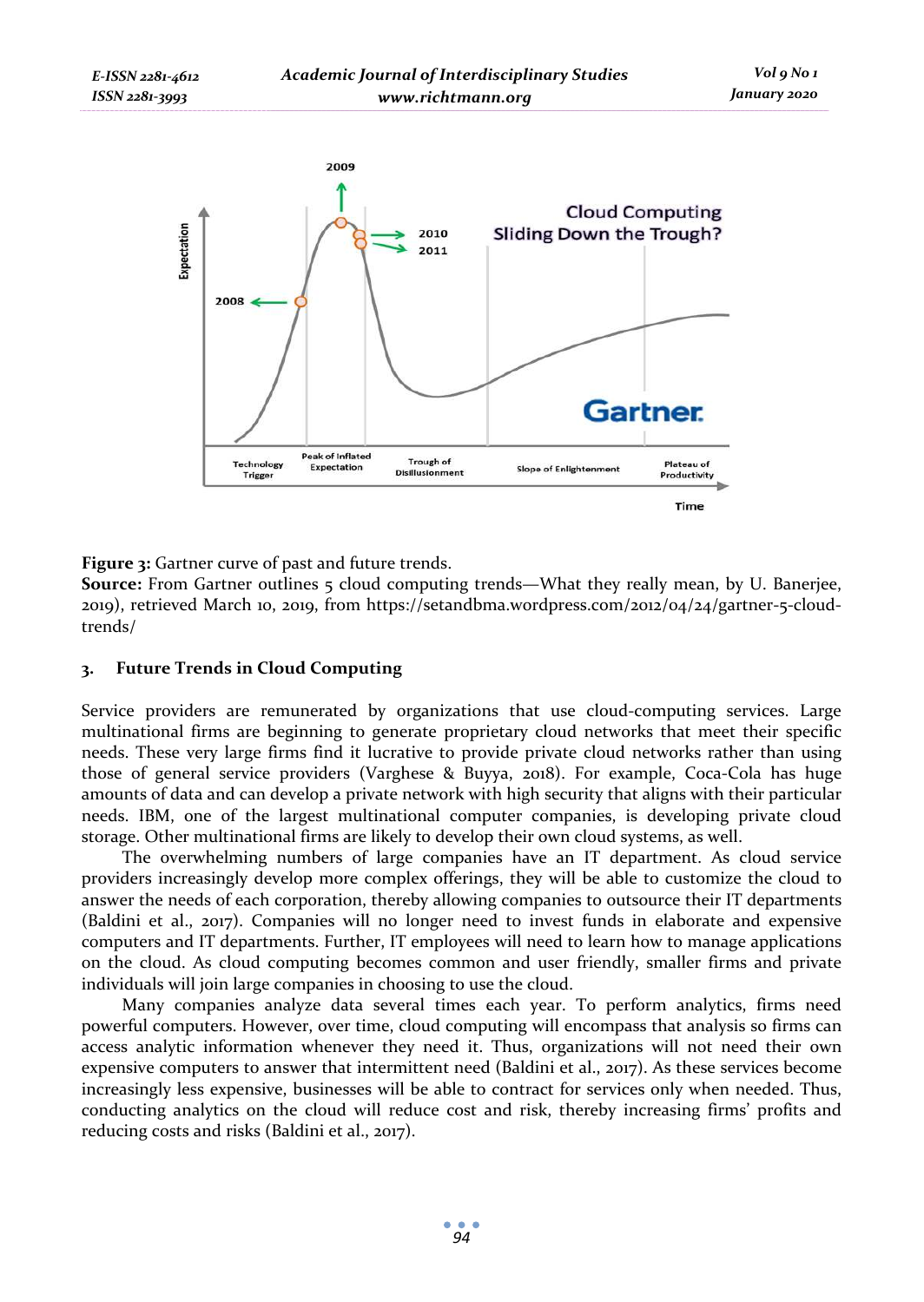**Figure 3:** Gartner curve of past and future trends.

**Source:** From Gartner outlines 5 cloud computing trends—What they really mean, by U. Banerjee, 2019), retrieved March 10, 2019, from https://setandbma.wordpress.com/2012/04/24/gartner-5-cloud-trends/

## 3. Future Trends in Cloud Computing

Service providers are remunerated by organizations that use cloud-computing services. Large multinational firms are beginning to generate proprietary cloud networks that meet their specific needs. These very large firms find it lucrative to provide private cloud networks rather than using those of general service providers (Varghese & Buyya, 2018). For example, Coca-Cola has huge amounts of data and can develop a private network with high security that aligns with their particular needs. IBM, one of the largest multinational computer companies, is developing private cloud storage. Other multinational firms are likely to develop their own cloud systems, as well.

The overwhelming numbers of large companies have an IT department. As cloud service providers increasingly develop more complex offerings, they will be able to customize the cloud to answer the needs of each corporation, thereby allowing companies to outsource their IT departments (Baldini et al., 2017). Companies will no longer need to invest funds in elaborate and expensive computers and IT departments. Further, IT employees will need to learn how to manage applications on the cloud. As cloud computing becomes common and user friendly, smaller firms and private individuals will join large companies in choosing to use the cloud.

Many companies analyze data several times each year. To perform analytics, firms need powerful computers. However, over time, cloud computing will encompass that analysis so firms can access analytic information whenever they need it. Thus, organizations will not need their own expensive computers to answer that intermittent need (Baldini et al., 2017). As these services become increasingly less expensive, businesses will be able to contract for services only when needed. Thus, conducting analytics on the cloud will reduce cost and risk, thereby increasing firms' profits and reducing costs and risks (Baldini et al., 2017).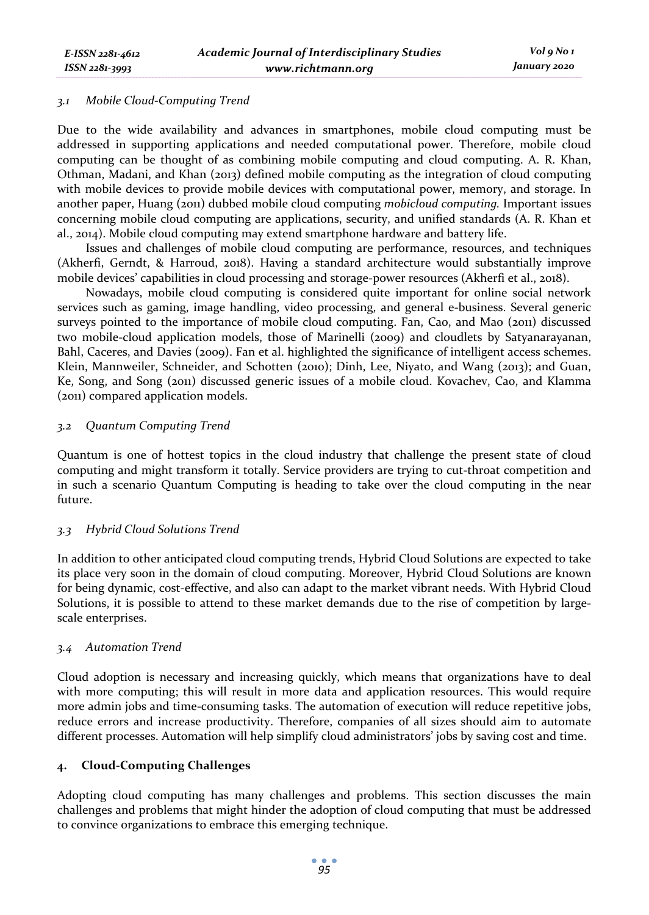### *3.1 Mobile Cloud-Computing Trend*

Due to the wide availability and advances in smartphones, mobile cloud computing must be addressed in supporting applications and needed computational power. Therefore, mobile cloud computing can be thought of as combining mobile computing and cloud computing. A. R. Khan, Othman, Madani, and Khan (2013) defined mobile computing as the integration of cloud computing with mobile devices to provide mobile devices with computational power, memory, and storage. In another paper, Huang (2011) dubbed mobile cloud computing *mobicloud computing.* Important issues concerning mobile cloud computing are applications, security, and unified standards (A. R. Khan et al., 2014). Mobile cloud computing may extend smartphone hardware and battery life.

Issues and challenges of mobile cloud computing are performance, resources, and techniques (Akherfi, Gerndt, & Harroud, 2018). Having a standard architecture would substantially improve mobile devices' capabilities in cloud processing and storage-power resources (Akherfi et al., 2018).

Nowadays, mobile cloud computing is considered quite important for online social network services such as gaming, image handling, video processing, and general e-business. Several generic surveys pointed to the importance of mobile cloud computing. Fan, Cao, and Mao (2011) discussed two mobile-cloud application models, those of Marinelli (2009) and cloudlets by Satyanarayanan, Bahl, Caceres, and Davies (2009). Fan et al. highlighted the significance of intelligent access schemes. Klein, Mannweiler, Schneider, and Schotten (2010); Dinh, Lee, Niyato, and Wang (2013); and Guan, Ke, Song, and Song (2011) discussed generic issues of a mobile cloud. Kovachev, Cao, and Klamma (2011) compared application models.

### *3.2 Quantum Computing Trend*

Quantum is one of hottest topics in the cloud industry that challenge the present state of cloud computing and might transform it totally. Service providers are trying to cut-throat competition and in such a scenario Quantum Computing is heading to take over the cloud computing in the near future.

### *3.3 Hybrid Cloud Solutions Trend*

In addition to other anticipated cloud computing trends, Hybrid Cloud Solutions are expected to take its place very soon in the domain of cloud computing. Moreover, Hybrid Cloud Solutions are known for being dynamic, cost-effective, and also can adapt to the market vibrant needs. With Hybrid Cloud Solutions, it is possible to attend to these market demands due to the rise of competition by large-scale enterprises.

### *3.4 Automation Trend*

Cloud adoption is necessary and increasing quickly, which means that organizations have to deal with more computing; this will result in more data and application resources. This would require more admin jobs and time-consuming tasks. The automation of execution will reduce repetitive jobs, reduce errors and increase productivity. Therefore, companies of all sizes should aim to automate different processes. Automation will help simplify cloud administrators' jobs by saving cost and time.

## 4. Cloud-Computing Challenges

Adopting cloud computing has many challenges and problems. This section discusses the main challenges and problems that might hinder the adoption of cloud computing that must be addressed to convince organizations to embrace this emerging technique.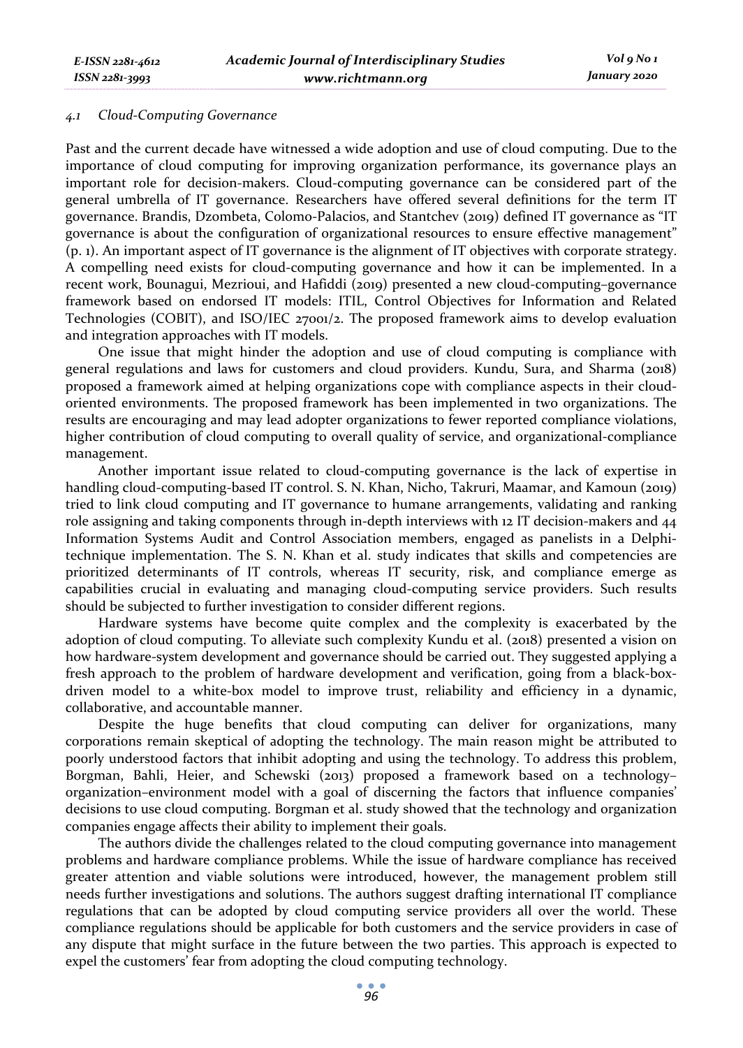### *4.1 Cloud-Computing Governance*

Past and the current decade have witnessed a wide adoption and use of cloud computing. Due to the importance of cloud computing for improving organization performance, its governance plays an important role for decision-makers. Cloud-computing governance can be considered part of the general umbrella of IT governance. Researchers have offered several definitions for the term IT governance. Brandis, Dzombeta, Colomo-Palacios, and Stantchev (2019) defined IT governance as "IT governance is about the configuration of organizational resources to ensure effective management" (p. 1). An important aspect of IT governance is the alignment of IT objectives with corporate strategy. A compelling need exists for cloud-computing governance and how it can be implemented. In a recent work, Bounagui, Mezrioui, and Hafiddi (2019) presented a new cloud-computing–governance framework based on endorsed IT models: ITIL, Control Objectives for Information and Related Technologies (COBIT), and ISO/IEC 27001/2. The proposed framework aims to develop evaluation and integration approaches with IT models.

One issue that might hinder the adoption and use of cloud computing is compliance with general regulations and laws for customers and cloud providers. Kundu, Sura, and Sharma (2018) proposed a framework aimed at helping organizations cope with compliance aspects in their cloud-oriented environments. The proposed framework has been implemented in two organizations. The results are encouraging and may lead adopter organizations to fewer reported compliance violations, higher contribution of cloud computing to overall quality of service, and organizational-compliance management.

Another important issue related to cloud-computing governance is the lack of expertise in handling cloud-computing-based IT control. S. N. Khan, Nicho, Takruri, Maamar, and Kamoun (2019) tried to link cloud computing and IT governance to humane arrangements, validating and ranking role assigning and taking components through in-depth interviews with 12 IT decision-makers and 44 Information Systems Audit and Control Association members, engaged as panelists in a Delphi-technique implementation. The S. N. Khan et al. study indicates that skills and competencies are prioritized determinants of IT controls, whereas IT security, risk, and compliance emerge as capabilities crucial in evaluating and managing cloud-computing service providers. Such results should be subjected to further investigation to consider different regions.

Hardware systems have become quite complex and the complexity is exacerbated by the adoption of cloud computing. To alleviate such complexity Kundu et al. (2018) presented a vision on how hardware-system development and governance should be carried out. They suggested applying a fresh approach to the problem of hardware development and verification, going from a black-box-driven model to a white-box model to improve trust, reliability and efficiency in a dynamic, collaborative, and accountable manner.

Despite the huge benefits that cloud computing can deliver for organizations, many corporations remain skeptical of adopting the technology. The main reason might be attributed to poorly understood factors that inhibit adopting and using the technology. To address this problem, Borgman, Bahli, Heier, and Schewski (2013) proposed a framework based on a technology–organization–environment model with a goal of discerning the factors that influence companies' decisions to use cloud computing. Borgman et al. study showed that the technology and organization companies engage affects their ability to implement their goals.

The authors divide the challenges related to the cloud computing governance into management problems and hardware compliance problems. While the issue of hardware compliance has received greater attention and viable solutions were introduced, however, the management problem still needs further investigations and solutions. The authors suggest drafting international IT compliance regulations that can be adopted by cloud computing service providers all over the world. These compliance regulations should be applicable for both customers and the service providers in case of any dispute that might surface in the future between the two parties. This approach is expected to expel the customers' fear from adopting the cloud computing technology.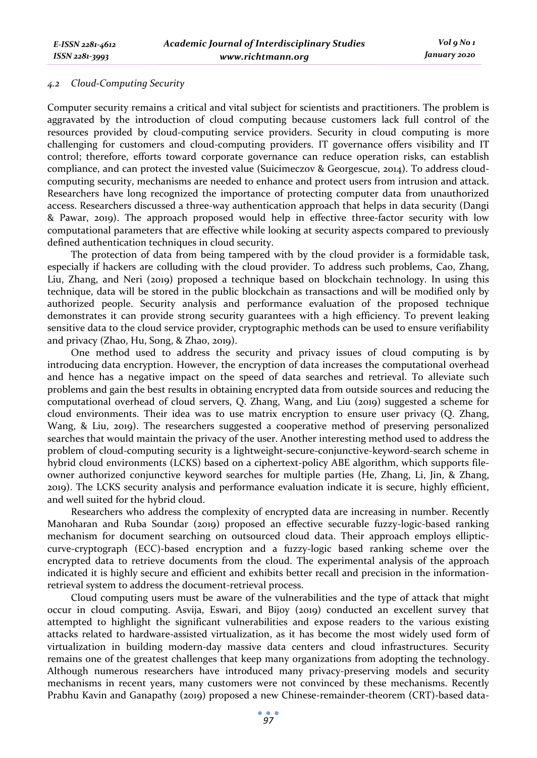### *4.2 Cloud-Computing Security*

Computer security remains a critical and vital subject for scientists and practitioners. The problem is aggravated by the introduction of cloud computing because customers lack full control of the resources provided by cloud-computing service providers. Security in cloud computing is more challenging for customers and cloud-computing providers. IT governance offers visibility and IT control; therefore, efforts toward corporate governance can reduce operation risks, can establish compliance, and can protect the invested value (Suicimeczov & Georgescue, 2014). To address cloud-computing security, mechanisms are needed to enhance and protect users from intrusion and attack. Researchers have long recognized the importance of protecting computer data from unauthorized access. Researchers discussed a three-way authentication approach that helps in data security (Dangi & Pawar, 2019). The approach proposed would help in effective three-factor security with low computational parameters that are effective while looking at security aspects compared to previously defined authentication techniques in cloud security.

The protection of data from being tampered with by the cloud provider is a formidable task, especially if hackers are colluding with the cloud provider. To address such problems, Cao, Zhang, Liu, Zhang, and Neri (2019) proposed a technique based on blockchain technology. In using this technique, data will be stored in the public blockchain as transactions and will be modified only by authorized people. Security analysis and performance evaluation of the proposed technique demonstrates it can provide strong security guarantees with a high efficiency. To prevent leaking sensitive data to the cloud service provider, cryptographic methods can be used to ensure verifiability and privacy (Zhao, Hu, Song, & Zhao, 2019).

One method used to address the security and privacy issues of cloud computing is by introducing data encryption. However, the encryption of data increases the computational overhead and hence has a negative impact on the speed of data searches and retrieval. To alleviate such problems and gain the best results in obtaining encrypted data from outside sources and reducing the computational overhead of cloud servers, Q. Zhang, Wang, and Liu (2019) suggested a scheme for cloud environments. Their idea was to use matrix encryption to ensure user privacy (Q. Zhang, Wang, & Liu, 2019). The researchers suggested a cooperative method of preserving personalized searches that would maintain the privacy of the user. Another interesting method used to address the problem of cloud-computing security is a lightweight-secure-conjunctive-keyword-search scheme in hybrid cloud environments (LCKS) based on a ciphertext-policy ABE algorithm, which supports file-owner authorized conjunctive keyword searches for multiple parties (He, Zhang, Li, Jin, & Zhang, 2019). The LCKS security analysis and performance evaluation indicate it is secure, highly efficient, and well suited for the hybrid cloud.

Researchers who address the complexity of encrypted data are increasing in number. Recently Manoharan and Ruba Soundar (2019) proposed an effective securable fuzzy-logic-based ranking mechanism for document searching on outsourced cloud data. Their approach employs elliptic-curve-cryptograph (ECC)-based encryption and a fuzzy-logic based ranking scheme over the encrypted data to retrieve documents from the cloud. The experimental analysis of the approach indicated it is highly secure and efficient and exhibits better recall and precision in the information-retrieval system to address the document-retrieval process.

Cloud computing users must be aware of the vulnerabilities and the type of attack that might occur in cloud computing. Asvija, Eswari, and Bijoy (2019) conducted an excellent survey that attempted to highlight the significant vulnerabilities and expose readers to the various existing attacks related to hardware-assisted virtualization, as it has become the most widely used form of virtualization in building modern-day massive data centers and cloud infrastructures. Security remains one of the greatest challenges that keep many organizations from adopting the technology. Although numerous researchers have introduced many privacy-preserving models and security mechanisms in recent years, many customers were not convinced by these mechanisms. Recently Prabhu Kavin and Ganapathy (2019) proposed a new Chinese-remainder-theorem (CRT)-based data-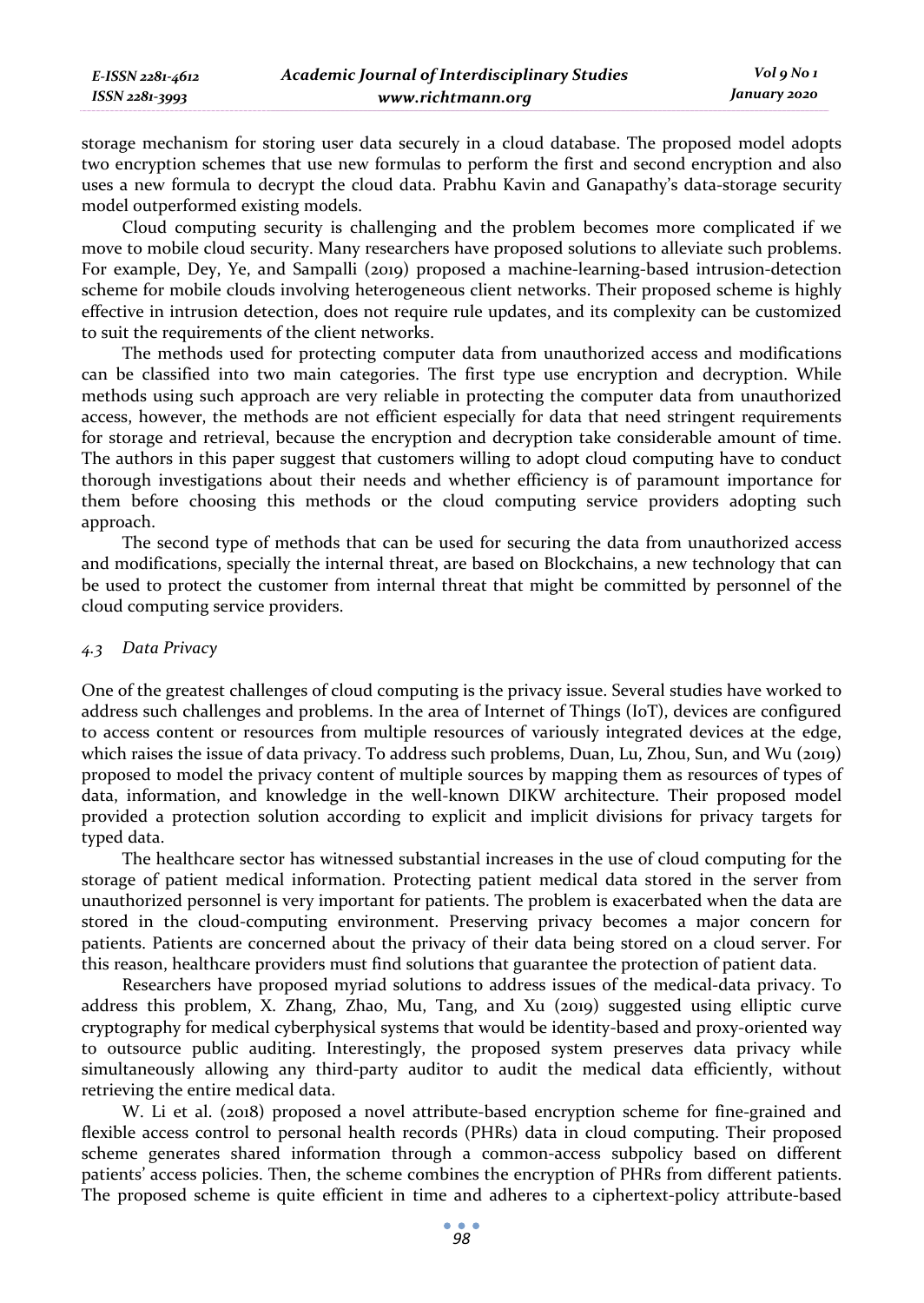storage mechanism for storing user data securely in a cloud database. The proposed model adopts two encryption schemes that use new formulas to perform the first and second encryption and also uses a new formula to decrypt the cloud data. Prabhu Kavin and Ganapathy's data-storage security model outperformed existing models.

Cloud computing security is challenging and the problem becomes more complicated if we move to mobile cloud security. Many researchers have proposed solutions to alleviate such problems. For example, Dey, Ye, and Sampalli (2019) proposed a machine-learning-based intrusion-detection scheme for mobile clouds involving heterogeneous client networks. Their proposed scheme is highly effective in intrusion detection, does not require rule updates, and its complexity can be customized to suit the requirements of the client networks.

The methods used for protecting computer data from unauthorized access and modifications can be classified into two main categories. The first type use encryption and decryption. While methods using such approach are very reliable in protecting the computer data from unauthorized access, however, the methods are not efficient especially for data that need stringent requirements for storage and retrieval, because the encryption and decryption take considerable amount of time. The authors in this paper suggest that customers willing to adopt cloud computing have to conduct thorough investigations about their needs and whether efficiency is of paramount importance for them before choosing this methods or the cloud computing service providers adopting such approach.

The second type of methods that can be used for securing the data from unauthorized access and modifications, specially the internal threat, are based on Blockchains, a new technology that can be used to protect the customer from internal threat that might be committed by personnel of the cloud computing service providers.

### *4.3 Data Privacy*

One of the greatest challenges of cloud computing is the privacy issue. Several studies have worked to address such challenges and problems. In the area of Internet of Things (IoT), devices are configured to access content or resources from multiple resources of variously integrated devices at the edge, which raises the issue of data privacy. To address such problems, Duan, Lu, Zhou, Sun, and Wu (2019) proposed to model the privacy content of multiple sources by mapping them as resources of types of data, information, and knowledge in the well-known DIKW architecture. Their proposed model provided a protection solution according to explicit and implicit divisions for privacy targets for typed data.

The healthcare sector has witnessed substantial increases in the use of cloud computing for the storage of patient medical information. Protecting patient medical data stored in the server from unauthorized personnel is very important for patients. The problem is exacerbated when the data are stored in the cloud-computing environment. Preserving privacy becomes a major concern for patients. Patients are concerned about the privacy of their data being stored on a cloud server. For this reason, healthcare providers must find solutions that guarantee the protection of patient data.

Researchers have proposed myriad solutions to address issues of the medical-data privacy. To address this problem, X. Zhang, Zhao, Mu, Tang, and Xu (2019) suggested using elliptic curve cryptography for medical cyberphysical systems that would be identity-based and proxy-oriented way to outsource public auditing. Interestingly, the proposed system preserves data privacy while simultaneously allowing any third-party auditor to audit the medical data efficiently, without retrieving the entire medical data.

W. Li et al. (2018) proposed a novel attribute-based encryption scheme for fine-grained and flexible access control to personal health records (PHRs) data in cloud computing. Their proposed scheme generates shared information through a common-access subpolicy based on different patients' access policies. Then, the scheme combines the encryption of PHRs from different patients. The proposed scheme is quite efficient in time and adheres to a ciphertext-policy attribute-based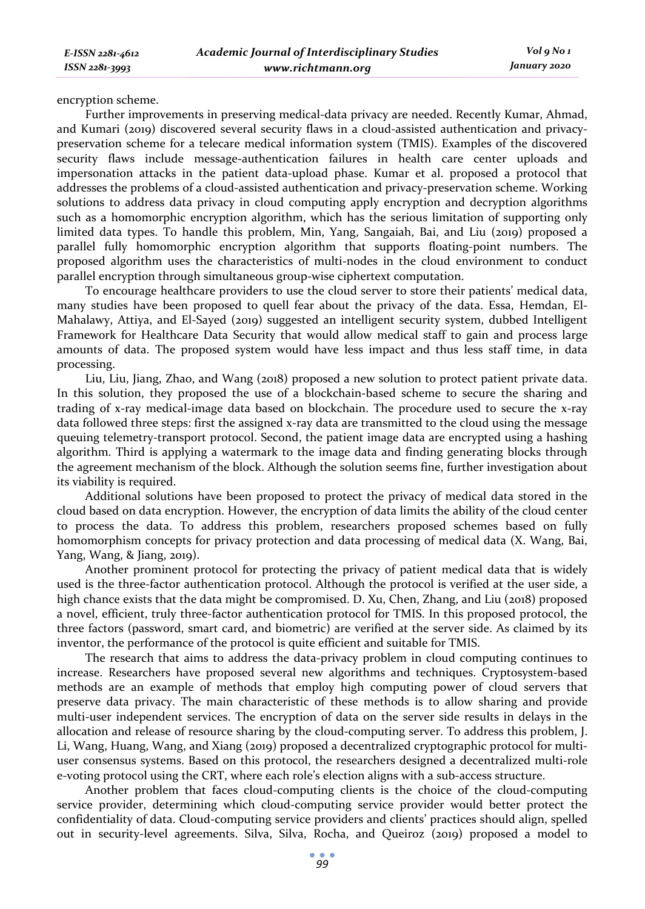encryption scheme.

Further improvements in preserving medical-data privacy are needed. Recently Kumar, Ahmad, and Kumari (2019) discovered several security flaws in a cloud-assisted authentication and privacy-preservation scheme for a telecare medical information system (TMIS). Examples of the discovered security flaws include message-authentication failures in health care center uploads and impersonation attacks in the patient data-upload phase. Kumar et al. proposed a protocol that addresses the problems of a cloud-assisted authentication and privacy-preservation scheme. Working solutions to address data privacy in cloud computing apply encryption and decryption algorithms such as a homomorphic encryption algorithm, which has the serious limitation of supporting only limited data types. To handle this problem, Min, Yang, Sangaiah, Bai, and Liu (2019) proposed a parallel fully homomorphic encryption algorithm that supports floating-point numbers. The proposed algorithm uses the characteristics of multi-nodes in the cloud environment to conduct parallel encryption through simultaneous group-wise ciphertext computation.

To encourage healthcare providers to use the cloud server to store their patients' medical data, many studies have been proposed to quell fear about the privacy of the data. Essa, Hemdan, El-Mahalawy, Attiya, and El-Sayed (2019) suggested an intelligent security system, dubbed Intelligent Framework for Healthcare Data Security that would allow medical staff to gain and process large amounts of data. The proposed system would have less impact and thus less staff time, in data processing.

Liu, Liu, Jiang, Zhao, and Wang (2018) proposed a new solution to protect patient private data. In this solution, they proposed the use of a blockchain-based scheme to secure the sharing and trading of x-ray medical-image data based on blockchain. The procedure used to secure the x-ray data followed three steps: first the assigned x-ray data are transmitted to the cloud using the message queuing telemetry-transport protocol. Second, the patient image data are encrypted using a hashing algorithm. Third is applying a watermark to the image data and finding generating blocks through the agreement mechanism of the block. Although the solution seems fine, further investigation about its viability is required.

Additional solutions have been proposed to protect the privacy of medical data stored in the cloud based on data encryption. However, the encryption of data limits the ability of the cloud center to process the data. To address this problem, researchers proposed schemes based on fully homomorphism concepts for privacy protection and data processing of medical data (X. Wang, Bai, Yang, Wang, & Jiang, 2019).

Another prominent protocol for protecting the privacy of patient medical data that is widely used is the three-factor authentication protocol. Although the protocol is verified at the user side, a high chance exists that the data might be compromised. D. Xu, Chen, Zhang, and Liu (2018) proposed a novel, efficient, truly three-factor authentication protocol for TMIS. In this proposed protocol, the three factors (password, smart card, and biometric) are verified at the server side. As claimed by its inventor, the performance of the protocol is quite efficient and suitable for TMIS.

The research that aims to address the data-privacy problem in cloud computing continues to increase. Researchers have proposed several new algorithms and techniques. Cryptosystem-based methods are an example of methods that employ high computing power of cloud servers that preserve data privacy. The main characteristic of these methods is to allow sharing and provide multi-user independent services. The encryption of data on the server side results in delays in the allocation and release of resource sharing by the cloud-computing server. To address this problem, J. Li, Wang, Huang, Wang, and Xiang (2019) proposed a decentralized cryptographic protocol for multi-user consensus systems. Based on this protocol, the researchers designed a decentralized multi-role e-voting protocol using the CRT, where each role's election aligns with a sub-access structure.

Another problem that faces cloud-computing clients is the choice of the cloud-computing service provider, determining which cloud-computing service provider would better protect the confidentiality of data. Cloud-computing service providers and clients' practices should align, spelled out in security-level agreements. Silva, Silva, Rocha, and Queiroz (2019) proposed a model to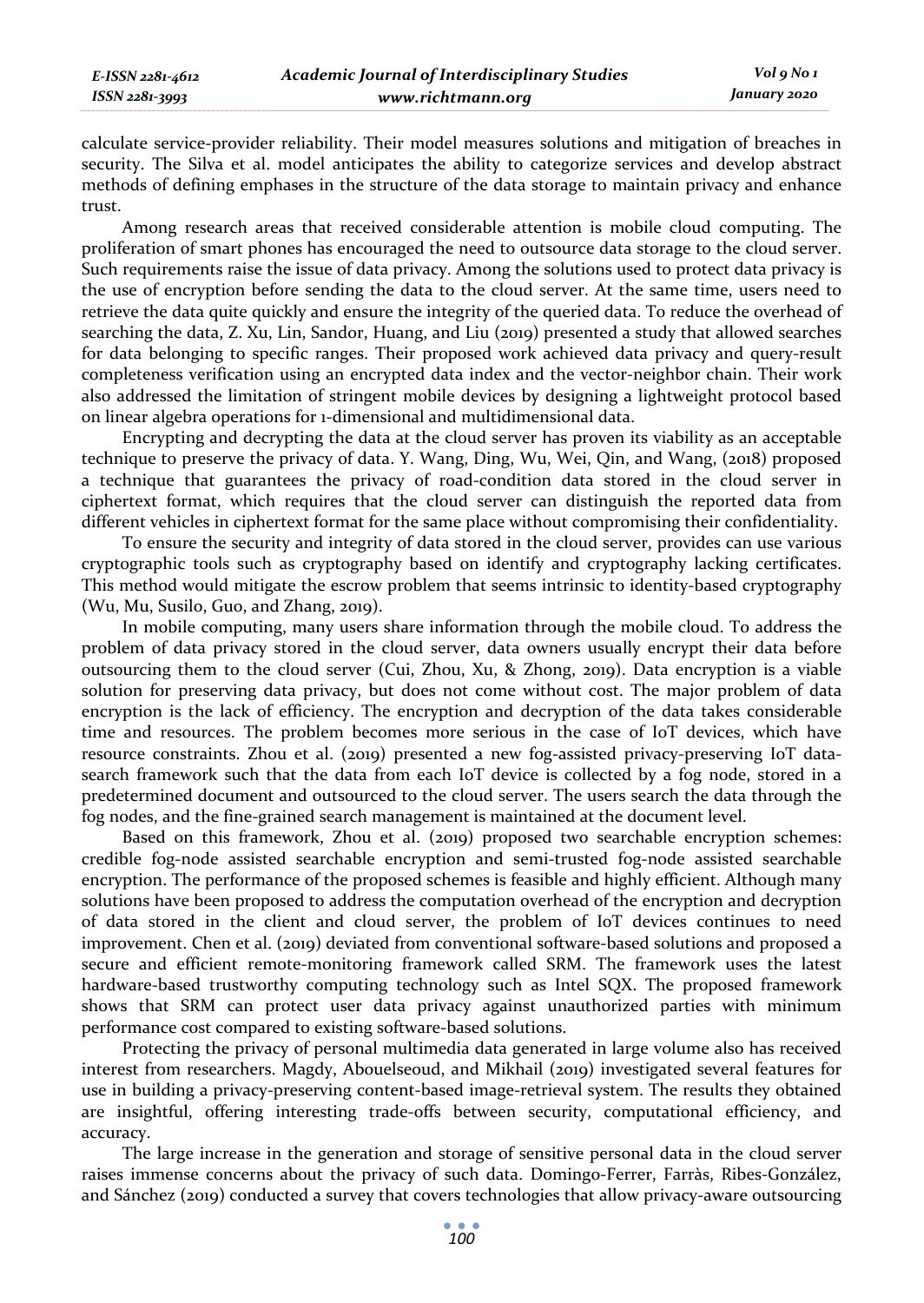calculate service-provider reliability. Their model measures solutions and mitigation of breaches in security. The Silva et al. model anticipates the ability to categorize services and develop abstract methods of defining emphases in the structure of the data storage to maintain privacy and enhance trust.

Among research areas that received considerable attention is mobile cloud computing. The proliferation of smart phones has encouraged the need to outsource data storage to the cloud server. Such requirements raise the issue of data privacy. Among the solutions used to protect data privacy is the use of encryption before sending the data to the cloud server. At the same time, users need to retrieve the data quite quickly and ensure the integrity of the queried data. To reduce the overhead of searching the data, Z. Xu, Lin, Sandor, Huang, and Liu (2019) presented a study that allowed searches for data belonging to specific ranges. Their proposed work achieved data privacy and query-result completeness verification using an encrypted data index and the vector-neighbor chain. Their work also addressed the limitation of stringent mobile devices by designing a lightweight protocol based on linear algebra operations for 1-dimensional and multidimensional data.

Encrypting and decrypting the data at the cloud server has proven its viability as an acceptable technique to preserve the privacy of data. Y. Wang, Ding, Wu, Wei, Qin, and Wang, (2018) proposed a technique that guarantees the privacy of road-condition data stored in the cloud server in ciphertext format, which requires that the cloud server can distinguish the reported data from different vehicles in ciphertext format for the same place without compromising their confidentiality.

To ensure the security and integrity of data stored in the cloud server, provides can use various cryptographic tools such as cryptography based on identify and cryptography lacking certificates. This method would mitigate the escrow problem that seems intrinsic to identity-based cryptography (Wu, Mu, Susilo, Guo, and Zhang, 2019).

In mobile computing, many users share information through the mobile cloud. To address the problem of data privacy stored in the cloud server, data owners usually encrypt their data before outsourcing them to the cloud server (Cui, Zhou, Xu, & Zhong, 2019). Data encryption is a viable solution for preserving data privacy, but does not come without cost. The major problem of data encryption is the lack of efficiency. The encryption and decryption of the data takes considerable time and resources. The problem becomes more serious in the case of IoT devices, which have resource constraints. Zhou et al. (2019) presented a new fog-assisted privacy-preserving IoT data-search framework such that the data from each IoT device is collected by a fog node, stored in a predetermined document and outsourced to the cloud server. The users search the data through the fog nodes, and the fine-grained search management is maintained at the document level.

Based on this framework, Zhou et al. (2019) proposed two searchable encryption schemes: credible fog-node assisted searchable encryption and semi-trusted fog-node assisted searchable encryption. The performance of the proposed schemes is feasible and highly efficient. Although many solutions have been proposed to address the computation overhead of the encryption and decryption of data stored in the client and cloud server, the problem of IoT devices continues to need improvement. Chen et al. (2019) deviated from conventional software-based solutions and proposed a secure and efficient remote-monitoring framework called SRM. The framework uses the latest hardware-based trustworthy computing technology such as Intel SQX. The proposed framework shows that SRM can protect user data privacy against unauthorized parties with minimum performance cost compared to existing software-based solutions.

Protecting the privacy of personal multimedia data generated in large volume also has received interest from researchers. Magdy, Abouelseoud, and Mikhail (2019) investigated several features for use in building a privacy-preserving content-based image-retrieval system. The results they obtained are insightful, offering interesting trade-offs between security, computational efficiency, and accuracy.

The large increase in the generation and storage of sensitive personal data in the cloud server raises immense concerns about the privacy of such data. Domingo-Ferrer, Farràs, Ribes-González, and Sánchez (2019) conducted a survey that covers technologies that allow privacy-aware outsourcing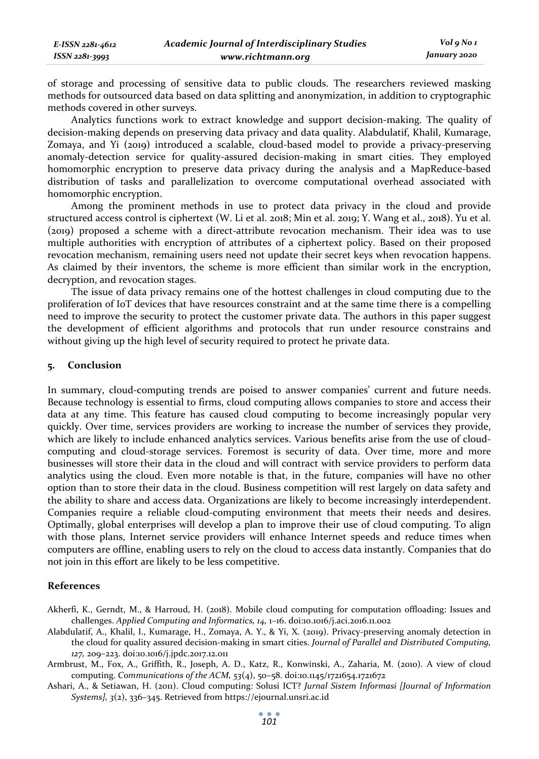of storage and processing of sensitive data to public clouds. The researchers reviewed masking methods for outsourced data based on data splitting and anonymization, in addition to cryptographic methods covered in other surveys.

Analytics functions work to extract knowledge and support decision-making. The quality of decision-making depends on preserving data privacy and data quality. Alabdulatif, Khalil, Kumarage, Zomaya, and Yi (2019) introduced a scalable, cloud-based model to provide a privacy-preserving anomaly-detection service for quality-assured decision-making in smart cities. They employed homomorphic encryption to preserve data privacy during the analysis and a MapReduce-based distribution of tasks and parallelization to overcome computational overhead associated with homomorphic encryption.

Among the prominent methods in use to protect data privacy in the cloud and provide structured access control is ciphertext (W. Li et al. 2018; Min et al. 2019; Y. Wang et al., 2018). Yu et al. (2019) proposed a scheme with a direct-attribute revocation mechanism. Their idea was to use multiple authorities with encryption of attributes of a ciphertext policy. Based on their proposed revocation mechanism, remaining users need not update their secret keys when revocation happens. As claimed by their inventors, the scheme is more efficient than similar work in the encryption, decryption, and revocation stages.

The issue of data privacy remains one of the hottest challenges in cloud computing due to the proliferation of IoT devices that have resources constraint and at the same time there is a compelling need to improve the security to protect the customer private data. The authors in this paper suggest the development of efficient algorithms and protocols that run under resource constrains and without giving up the high level of security required to protect he private data.

## 5. Conclusion

In summary, cloud-computing trends are poised to answer companies' current and future needs. Because technology is essential to firms, cloud computing allows companies to store and access their data at any time. This feature has caused cloud computing to become increasingly popular very quickly. Over time, services providers are working to increase the number of services they provide, which are likely to include enhanced analytics services. Various benefits arise from the use of cloud-computing and cloud-storage services. Foremost is security of data. Over time, more and more businesses will store their data in the cloud and will contract with service providers to perform data analytics using the cloud. Even more notable is that, in the future, companies will have no other option than to store their data in the cloud. Business competition will rest largely on data safety and the ability to share and access data. Organizations are likely to become increasingly interdependent. Companies require a reliable cloud-computing environment that meets their needs and desires. Optimally, global enterprises will develop a plan to improve their use of cloud computing. To align with those plans, Internet service providers will enhance Internet speeds and reduce times when computers are offline, enabling users to rely on the cloud to access data instantly. Companies that do not join in this effort are likely to be less competitive.

## References

Akherfi, K., Gerndt, M., & Harroud, H. (2018). Mobile cloud computing for computation offloading: Issues and challenges. *Applied Computing and Informatics, 14*, 1–16. doi:10.1016/j.aci.2016.11.002

Alabdulatif, A., Khalil, I., Kumarage, H., Zomaya, A. Y., & Yi, X. (2019). Privacy-preserving anomaly detection in the cloud for quality assured decision-making in smart cities. *Journal of Parallel and Distributed Computing, 127*, 209–223. doi:10.1016/j.jpdc.2017.12.011

Armbrust, M., Fox, A., Griffith, R., Joseph, A. D., Katz, R., Konwinski, A., Zaharia, M. (2010). A view of cloud computing. *Communications of the ACM, 53*(4), 50–58. doi:10.1145/1721654.1721672

Ashari, A., & Setiawan, H. (2011). Cloud computing: Solusi ICT? *Jurnal Sistem Informasi [Journal of Information Systems], 3*(2), 336–345. Retrieved from https://ejournal.unsri.ac.id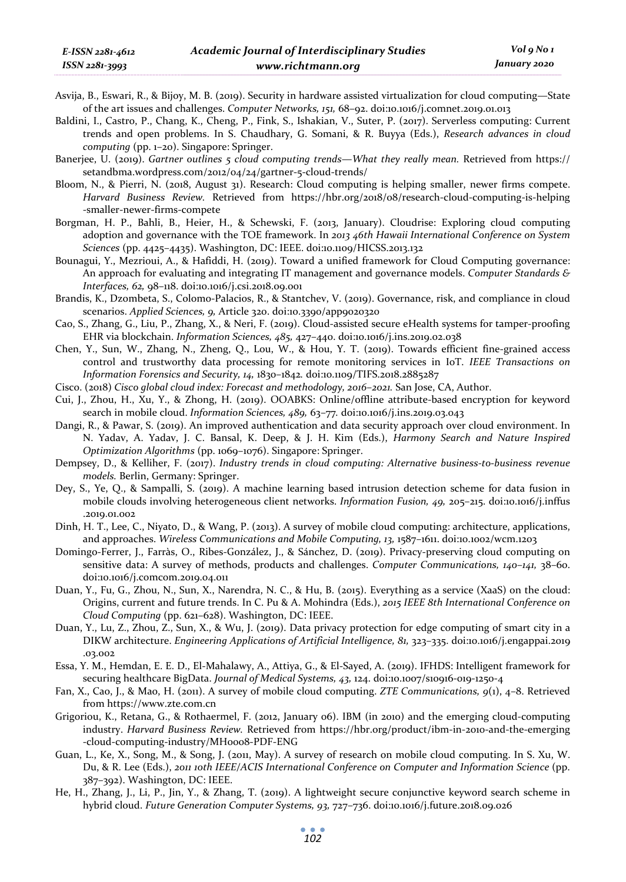Asvija, B., Eswari, R., & Bijoy, M. B. (2019). Security in hardware assisted virtualization for cloud computing—State of the art issues and challenges. *Computer Networks, 151,* 68–92. doi:10.1016/j.comnet.2019.01.013

Baldini, I., Castro, P., Chang, K., Cheng, P., Fink, S., Ishakian, V., Suter, P. (2017). Serverless computing: Current trends and open problems. In S. Chaudhary, G. Somani, & R. Buyya (Eds.), *Research advances in cloud computing* (pp. 1–20). Singapore: Springer.

Banerjee, U. (2019). *Gartner outlines 5 cloud computing trends—What they really mean.* Retrieved from https://setandbma.wordpress.com/2012/04/24/gartner-5-cloud-trends/

Bloom, N., & Pierri, N. (2018, August 31). Research: Cloud computing is helping smaller, newer firms compete. *Harvard Business Review.* Retrieved from https://hbr.org/2018/08/research-cloud-computing-is-helping-smaller-newer-firms-compete

Borgman, H. P., Bahli, B., Heier, H., & Schewski, F. (2013, January). Cloudrise: Exploring cloud computing adoption and governance with the TOE framework. In *2013 46th Hawaii International Conference on System Sciences* (pp. 4425–4435). Washington, DC: IEEE. doi:10.1109/HICSS.2013.132

Bounagui, Y., Mezrioui, A., & Hafiddi, H. (2019). Toward a unified framework for Cloud Computing governance: An approach for evaluating and integrating IT management and governance models. *Computer Standards & Interfaces, 62,* 98–118. doi:10.1016/j.csi.2018.09.001

Brandis, K., Dzombeta, S., Colomo-Palacios, R., & Stantchev, V. (2019). Governance, risk, and compliance in cloud scenarios. *Applied Sciences, 9,* Article 320. doi:10.3390/app9020320

Cao, S., Zhang, G., Liu, P., Zhang, X., & Neri, F. (2019). Cloud-assisted secure eHealth systems for tamper-proofing EHR via blockchain. *Information Sciences, 485,* 427–440. doi:10.1016/j.ins.2019.02.038

Chen, Y., Sun, W., Zhang, N., Zheng, Q., Lou, W., & Hou, Y. T. (2019). Towards efficient fine-grained access control and trustworthy data processing for remote monitoring services in IoT. *IEEE Transactions on Information Forensics and Security, 14,* 1830–1842. doi:10.1109/TIFS.2018.2885287

Cisco. (2018) *Cisco global cloud index: Forecast and methodology, 2016–2021.* San Jose, CA, Author.

Cui, J., Zhou, H., Xu, Y., & Zhong, H. (2019). OOABKS: Online/offline attribute-based encryption for keyword search in mobile cloud. *Information Sciences, 489,* 63–77. doi:10.1016/j.ins.2019.03.043

Dangi, R., & Pawar, S. (2019). An improved authentication and data security approach over cloud environment. In N. Yadav, A. Yadav, J. C. Bansal, K. Deep, & J. H. Kim (Eds.), *Harmony Search and Nature Inspired Optimization Algorithms* (pp. 1069–1076). Singapore: Springer.

Dempsey, D., & Kelliher, F. (2017). *Industry trends in cloud computing: Alternative business-to-business revenue models.* Berlin, Germany: Springer.

Dey, S., Ye, Q., & Sampalli, S. (2019). A machine learning based intrusion detection scheme for data fusion in mobile clouds involving heterogeneous client networks. *Information Fusion, 49,* 205–215. doi:10.1016/j.inffus.2019.01.002

Dinh, H. T., Lee, C., Niyato, D., & Wang, P. (2013). A survey of mobile cloud computing: architecture, applications, and approaches. *Wireless Communications and Mobile Computing, 13,* 1587–1611. doi:10.1002/wcm.1203

Domingo-Ferrer, J., Farràs, O., Ribes-González, J., & Sánchez, D. (2019). Privacy-preserving cloud computing on sensitive data: A survey of methods, products and challenges. *Computer Communications, 140–141,* 38–60. doi:10.1016/j.comcom.2019.04.011

Duan, Y., Fu, G., Zhou, N., Sun, X., Narendra, N. C., & Hu, B. (2015). Everything as a service (XaaS) on the cloud: Origins, current and future trends. In C. Pu & A. Mohindra (Eds.), *2015 IEEE 8th International Conference on Cloud Computing* (pp. 621–628). Washington, DC: IEEE.

Duan, Y., Lu, Z., Zhou, Z., Sun, X., & Wu, J. (2019). Data privacy protection for edge computing of smart city in a DIKW architecture. *Engineering Applications of Artificial Intelligence, 81,* 323–335. doi:10.1016/j.engappai.2019.03.002

Essa, Y. M., Hemdan, E. E. D., El-Mahalawy, A., Attiya, G., & El-Sayed, A. (2019). IFHDS: Intelligent framework for securing healthcare BigData. *Journal of Medical Systems, 43,* 124. doi:10.1007/s10916-019-1250-4

Fan, X., Cao, J., & Mao, H. (2011). A survey of mobile cloud computing. *ZTE Communications, 9*(1), 4–8. Retrieved from https://www.zte.com.cn

Grigoriou, K., Retana, G., & Rothaermel, F. (2012, January 06). IBM (in 2010) and the emerging cloud-computing industry. *Harvard Business Review.* Retrieved from https://hbr.org/product/ibm-in-2010-and-the-emerging-cloud-computing-industry/MH0008-PDF-ENG

Guan, L., Ke, X., Song, M., & Song, J. (2011, May). A survey of research on mobile cloud computing. In S. Xu, W. Du, & R. Lee (Eds.), *2011 10th IEEE/ACIS International Conference on Computer and Information Science* (pp. 387–392). Washington, DC: IEEE.

He, H., Zhang, J., Li, P., Jin, Y., & Zhang, T. (2019). A lightweight secure conjunctive keyword search scheme in hybrid cloud. *Future Generation Computer Systems, 93,* 727–736. doi:10.1016/j.future.2018.09.026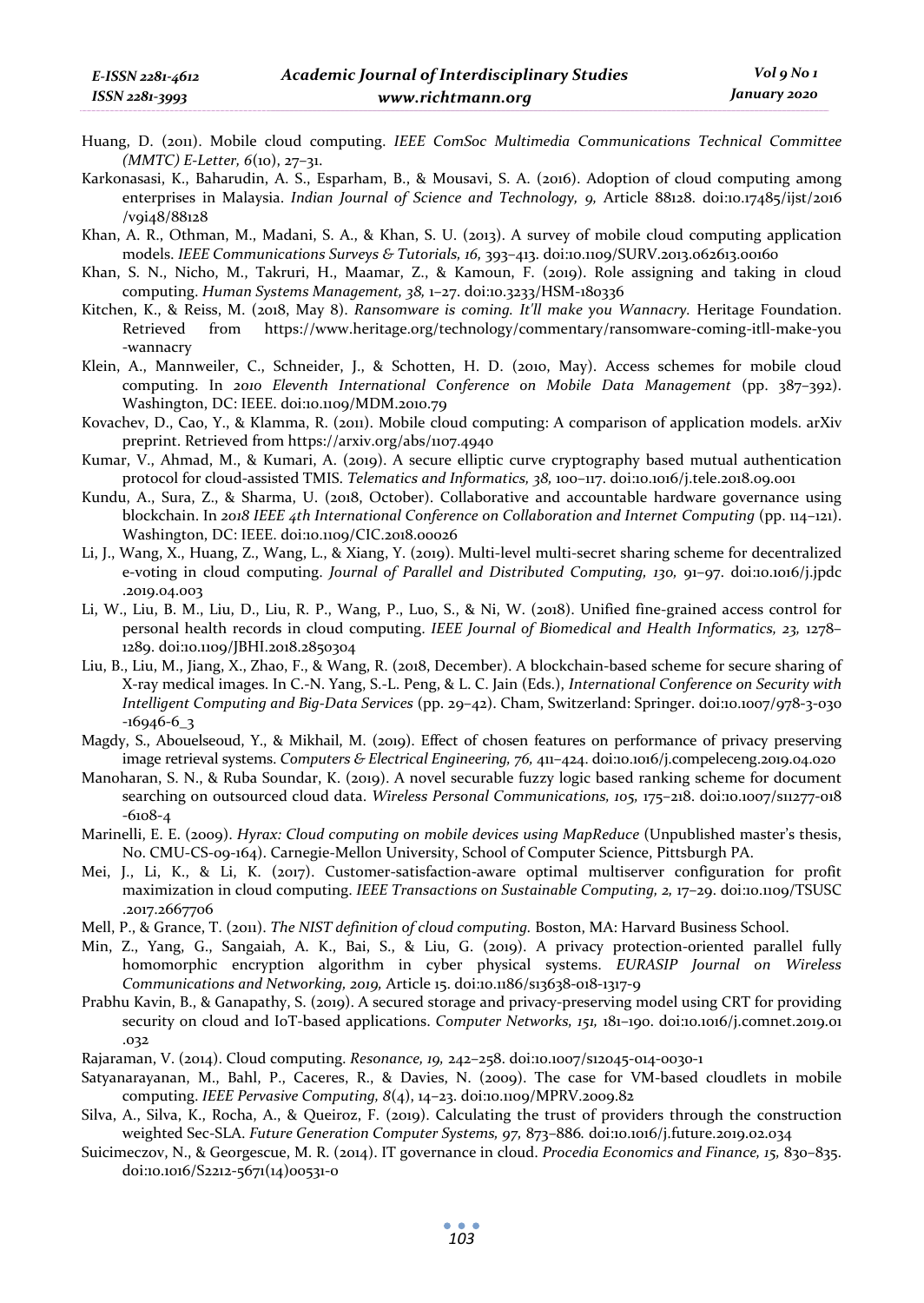Huang, D. (2011). Mobile cloud computing. *IEEE ComSoc Multimedia Communications Technical Committee (MMTC) E-Letter, 6*(10), 27–31.

Karkonasasi, K., Baharudin, A. S., Esparham, B., & Mousavi, S. A. (2016). Adoption of cloud computing among enterprises in Malaysia. *Indian Journal of Science and Technology, 9,* Article 88128. doi:10.17485/ijst/2016/v9i48/88128

Khan, A. R., Othman, M., Madani, S. A., & Khan, S. U. (2013). A survey of mobile cloud computing application models. *IEEE Communications Surveys & Tutorials, 16,* 393–413. doi:10.1109/SURV.2013.062613.00160

Khan, S. N., Nicho, M., Takruri, H., Maamar, Z., & Kamoun, F. (2019). Role assigning and taking in cloud computing. *Human Systems Management, 38,* 1–27. doi:10.3233/HSM-180336

Kitchen, K., & Reiss, M. (2018, May 8). *Ransomware is coming. It'll make you Wannacry.* Heritage Foundation. Retrieved from https://www.heritage.org/technology/commentary/ransomware-coming-itll-make-you-wannacry

Klein, A., Mannweiler, C., Schneider, J., & Schotten, H. D. (2010, May). Access schemes for mobile cloud computing. In *2010 Eleventh International Conference on Mobile Data Management* (pp. 387–392). Washington, DC: IEEE. doi:10.1109/MDM.2010.79

Kovachev, D., Cao, Y., & Klamma, R. (2011). Mobile cloud computing: A comparison of application models. arXiv preprint. Retrieved from https://arxiv.org/abs/1107.4940

Kumar, V., Ahmad, M., & Kumari, A. (2019). A secure elliptic curve cryptography based mutual authentication protocol for cloud-assisted TMIS. *Telematics and Informatics, 38,* 100–117. doi:10.1016/j.tele.2018.09.001

Kundu, A., Sura, Z., & Sharma, U. (2018, October). Collaborative and accountable hardware governance using blockchain. In *2018 IEEE 4th International Conference on Collaboration and Internet Computing* (pp. 114–121). Washington, DC: IEEE. doi:10.1109/CIC.2018.00026

Li, J., Wang, X., Huang, Z., Wang, L., & Xiang, Y. (2019). Multi-level multi-secret sharing scheme for decentralized e-voting in cloud computing. *Journal of Parallel and Distributed Computing, 130,* 91–97. doi:10.1016/j.jpdc.2019.04.003

Li, W., Liu, B. M., Liu, D., Liu, R. P., Wang, P., Luo, S., & Ni, W. (2018). Unified fine-grained access control for personal health records in cloud computing. *IEEE Journal of Biomedical and Health Informatics, 23,* 1278–1289. doi:10.1109/JBHI.2018.2850304

Liu, B., Liu, M., Jiang, X., Zhao, F., & Wang, R. (2018, December). A blockchain-based scheme for secure sharing of X-ray medical images. In C.-N. Yang, S.-L. Peng, & L. C. Jain (Eds.), *International Conference on Security with Intelligent Computing and Big-Data Services* (pp. 29–42). Cham, Switzerland: Springer. doi:10.1007/978-3-030-16946-6_3

Magdy, S., Abouelseoud, Y., & Mikhail, M. (2019). Effect of chosen features on performance of privacy preserving image retrieval systems. *Computers & Electrical Engineering, 76,* 411–424. doi:10.1016/j.compeleceng.2019.04.020

Manoharan, S. N., & Ruba Soundar, K. (2019). A novel securable fuzzy logic based ranking scheme for document searching on outsourced cloud data. *Wireless Personal Communications, 105,* 175–218. doi:10.1007/s11277-018-6108-4

Marinelli, E. E. (2009). *Hyrax: Cloud computing on mobile devices using MapReduce* (Unpublished master's thesis, No. CMU-CS-09-164). Carnegie-Mellon University, School of Computer Science, Pittsburgh PA.

Mei, J., Li, K., & Li, K. (2017). Customer-satisfaction-aware optimal multiserver configuration for profit maximization in cloud computing. *IEEE Transactions on Sustainable Computing, 2,* 17–29. doi:10.1109/TSUSC.2017.2667706

Mell, P., & Grance, T. (2011). *The NIST definition of cloud computing.* Boston, MA: Harvard Business School.

Min, Z., Yang, G., Sangaiah, A. K., Bai, S., & Liu, G. (2019). A privacy protection-oriented parallel fully homomorphic encryption algorithm in cyber physical systems. *EURASIP Journal on Wireless Communications and Networking, 2019,* Article 15. doi:10.1186/s13638-018-1317-9

Prabhu Kavin, B., & Ganapathy, S. (2019). A secured storage and privacy-preserving model using CRT for providing security on cloud and IoT-based applications. *Computer Networks, 151,* 181–190. doi:10.1016/j.comnet.2019.01.032

Rajaraman, V. (2014). Cloud computing. *Resonance, 19,* 242–258. doi:10.1007/s12045-014-0030-1

Satyanarayanan, M., Bahl, P., Caceres, R., & Davies, N. (2009). The case for VM-based cloudlets in mobile computing. *IEEE Pervasive Computing, 8*(4), 14–23. doi:10.1109/MPRV.2009.82

Silva, A., Silva, K., Rocha, A., & Queiroz, F. (2019). Calculating the trust of providers through the construction weighted Sec-SLA. *Future Generation Computer Systems, 97,* 873–886. doi:10.1016/j.future.2019.02.034

Suicimeczov, N., & Georgescue, M. R. (2014). IT governance in cloud. *Procedia Economics and Finance, 15,* 830–835. doi:10.1016/S2212-5671(14)00531-0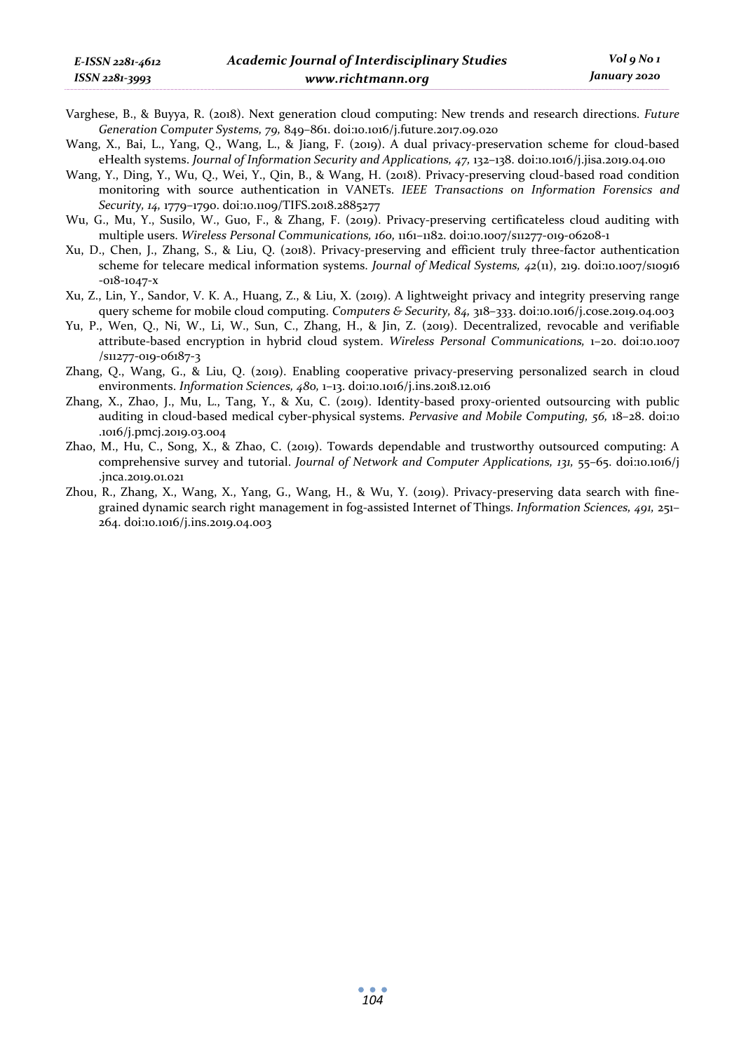Varghese, B., & Buyya, R. (2018). Next generation cloud computing: New trends and research directions. *Future Generation Computer Systems, 79,* 849–861. doi:10.1016/j.future.2017.09.020

Wang, X., Bai, L., Yang, Q., Wang, L., & Jiang, F. (2019). A dual privacy-preservation scheme for cloud-based eHealth systems. *Journal of Information Security and Applications, 47,* 132–138. doi:10.1016/j.jisa.2019.04.010

Wang, Y., Ding, Y., Wu, Q., Wei, Y., Qin, B., & Wang, H. (2018). Privacy-preserving cloud-based road condition monitoring with source authentication in VANETs. *IEEE Transactions on Information Forensics and Security, 14,* 1779–1790. doi:10.1109/TIFS.2018.2885277

Wu, G., Mu, Y., Susilo, W., Guo, F., & Zhang, F. (2019). Privacy-preserving certificateless cloud auditing with multiple users. *Wireless Personal Communications, 160,* 1161–1182. doi:10.1007/s11277-019-06208-1

Xu, D., Chen, J., Zhang, S., & Liu, Q. (2018). Privacy-preserving and efficient truly three-factor authentication scheme for telecare medical information systems. *Journal of Medical Systems, 42*(11), 219. doi:10.1007/s10916-018-1047-x

Xu, Z., Lin, Y., Sandor, V. K. A., Huang, Z., & Liu, X. (2019). A lightweight privacy and integrity preserving range query scheme for mobile cloud computing. *Computers & Security, 84,* 318–333. doi:10.1016/j.cose.2019.04.003

Yu, P., Wen, Q., Ni, W., Li, W., Sun, C., Zhang, H., & Jin, Z. (2019). Decentralized, revocable and verifiable attribute-based encryption in hybrid cloud system. *Wireless Personal Communications,* 1–20. doi:10.1007/s11277-019-06187-3

Zhang, Q., Wang, G., & Liu, Q. (2019). Enabling cooperative privacy-preserving personalized search in cloud environments. *Information Sciences, 480,* 1–13. doi:10.1016/j.ins.2018.12.016

Zhang, X., Zhao, J., Mu, L., Tang, Y., & Xu, C. (2019). Identity-based proxy-oriented outsourcing with public auditing in cloud-based medical cyber-physical systems. *Pervasive and Mobile Computing, 56,* 18–28. doi:10.1016/j.pmcj.2019.03.004

Zhao, M., Hu, C., Song, X., & Zhao, C. (2019). Towards dependable and trustworthy outsourced computing: A comprehensive survey and tutorial. *Journal of Network and Computer Applications, 131,* 55–65. doi:10.1016/j.jnca.2019.01.021

Zhou, R., Zhang, X., Wang, X., Yang, G., Wang, H., & Wu, Y. (2019). Privacy-preserving data search with fine-grained dynamic search right management in fog-assisted Internet of Things. *Information Sciences, 491,* 251–264. doi:10.1016/j.ins.2019.04.003